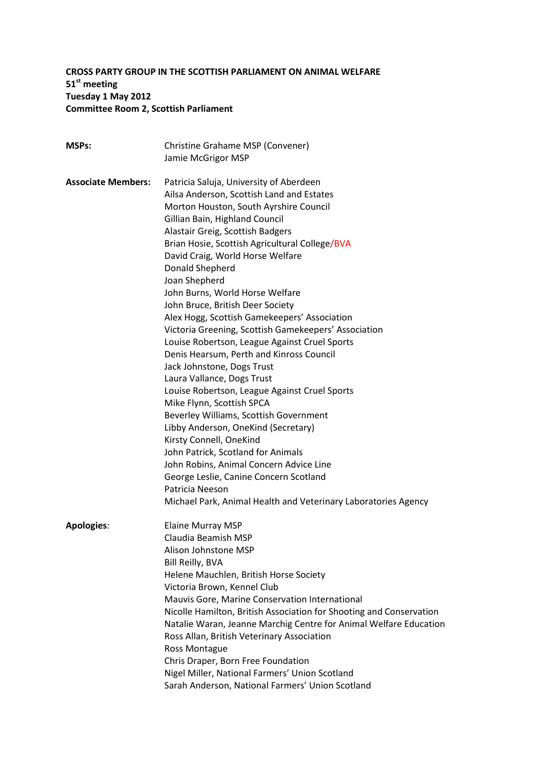**CROSS PARTY GROUP IN THE SCOTTISH PARLIAMENT ON ANIMAL WELFARE**
**51st meeting**
**Tuesday 1 May 2012**
**Committee Room 2, Scottish Parliament**

**MSPs:**

Christine Grahame MSP (Convener)
Jamie McGrigor MSP

**Associate Members:**

Patricia Saluja, University of Aberdeen
Ailsa Anderson, Scottish Land and Estates
Morton Houston, South Ayrshire Council
Gillian Bain, Highland Council
Alastair Greig, Scottish Badgers
Brian Hosie, Scottish Agricultural College/BVA
David Craig, World Horse Welfare
Donald Shepherd
Joan Shepherd
John Burns, World Horse Welfare
John Bruce, British Deer Society
Alex Hogg, Scottish Gamekeepers' Association
Victoria Greening, Scottish Gamekeepers' Association
Louise Robertson, League Against Cruel Sports
Denis Hearsum, Perth and Kinross Council
Jack Johnstone, Dogs Trust
Laura Vallance, Dogs Trust
Louise Robertson, League Against Cruel Sports
Mike Flynn, Scottish SPCA
Beverley Williams, Scottish Government
Libby Anderson, OneKind (Secretary)
Kirsty Connell, OneKind
John Patrick, Scotland for Animals
John Robins, Animal Concern Advice Line
George Leslie, Canine Concern Scotland
Patricia Neeson
Michael Park, Animal Health and Veterinary Laboratories Agency

**Apologies**:

Elaine Murray MSP
Claudia Beamish MSP
Alison Johnstone MSP
Bill Reilly, BVA
Helene Mauchlen, British Horse Society
Victoria Brown, Kennel Club
Mauvis Gore, Marine Conservation International
Nicolle Hamilton, British Association for Shooting and Conservation
Natalie Waran, Jeanne Marchig Centre for Animal Welfare Education
Ross Allan, British Veterinary Association
Ross Montague
Chris Draper, Born Free Foundation
Nigel Miller, National Farmers' Union Scotland
Sarah Anderson, National Farmers' Union Scotland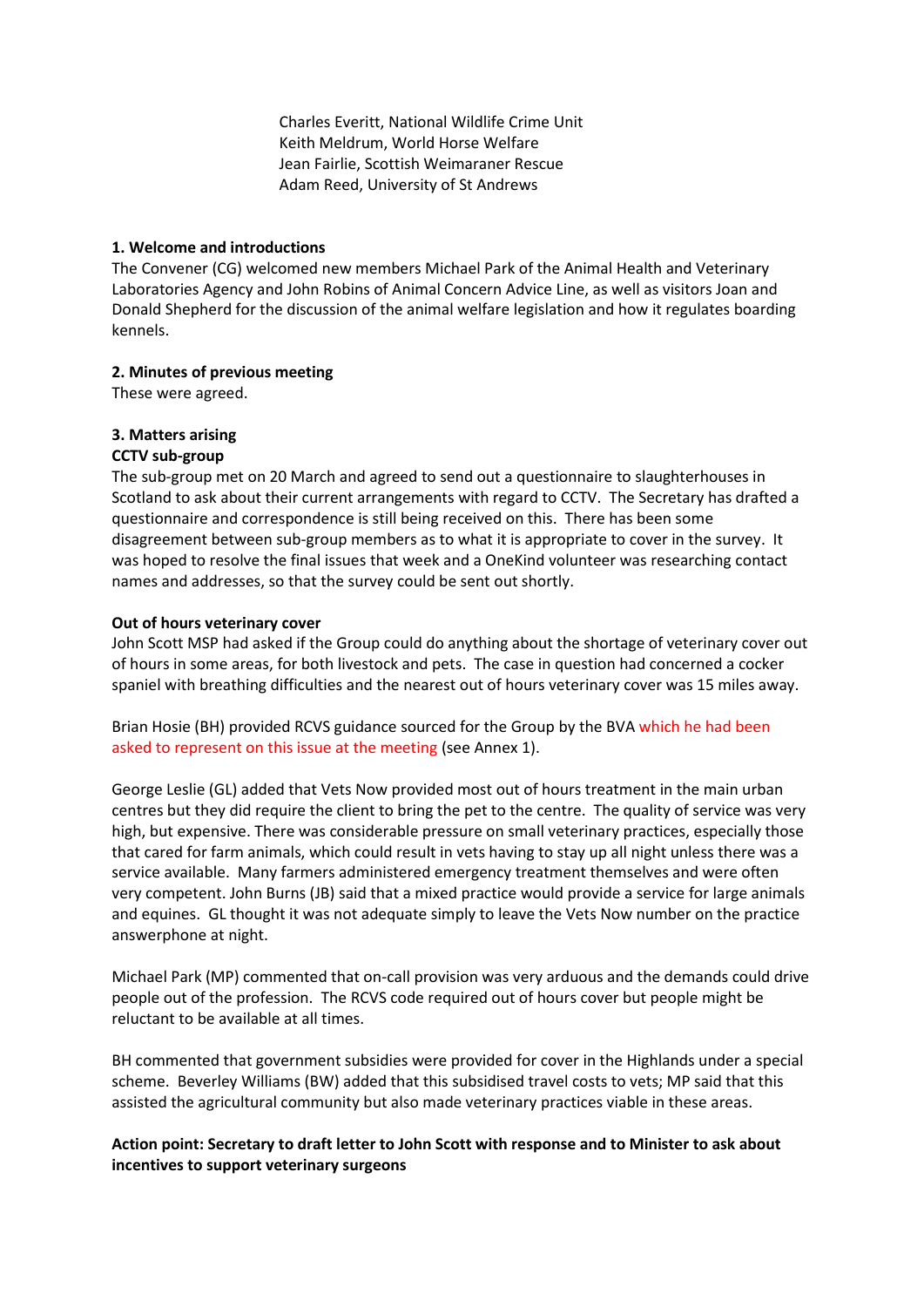Charles Everitt, National Wildlife Crime Unit
Keith Meldrum, World Horse Welfare
Jean Fairlie, Scottish Weimaraner Rescue
Adam Reed, University of St Andrews

**1. Welcome and introductions**

The Convener (CG) welcomed new members Michael Park of the Animal Health and Veterinary Laboratories Agency and John Robins of Animal Concern Advice Line, as well as visitors Joan and Donald Shepherd for the discussion of the animal welfare legislation and how it regulates boarding kennels.

**2. Minutes of previous meeting**

These were agreed.

**3. Matters arising**

**CCTV sub-group**

The sub-group met on 20 March and agreed to send out a questionnaire to slaughterhouses in Scotland to ask about their current arrangements with regard to CCTV. The Secretary has drafted a questionnaire and correspondence is still being received on this. There has been some disagreement between sub-group members as to what it is appropriate to cover in the survey. It was hoped to resolve the final issues that week and a OneKind volunteer was researching contact names and addresses, so that the survey could be sent out shortly.

**Out of hours veterinary cover**

John Scott MSP had asked if the Group could do anything about the shortage of veterinary cover out of hours in some areas, for both livestock and pets. The case in question had concerned a cocker spaniel with breathing difficulties and the nearest out of hours veterinary cover was 15 miles away.

Brian Hosie (BH) provided RCVS guidance sourced for the Group by the BVA which he had been asked to represent on this issue at the meeting (see Annex 1).

George Leslie (GL) added that Vets Now provided most out of hours treatment in the main urban centres but they did require the client to bring the pet to the centre. The quality of service was very high, but expensive. There was considerable pressure on small veterinary practices, especially those that cared for farm animals, which could result in vets having to stay up all night unless there was a service available. Many farmers administered emergency treatment themselves and were often very competent. John Burns (JB) said that a mixed practice would provide a service for large animals and equines. GL thought it was not adequate simply to leave the Vets Now number on the practice answerphone at night.

Michael Park (MP) commented that on-call provision was very arduous and the demands could drive people out of the profession. The RCVS code required out of hours cover but people might be reluctant to be available at all times.

BH commented that government subsidies were provided for cover in the Highlands under a special scheme. Beverley Williams (BW) added that this subsidised travel costs to vets; MP said that this assisted the agricultural community but also made veterinary practices viable in these areas.

**Action point: Secretary to draft letter to John Scott with response and to Minister to ask about incentives to support veterinary surgeons**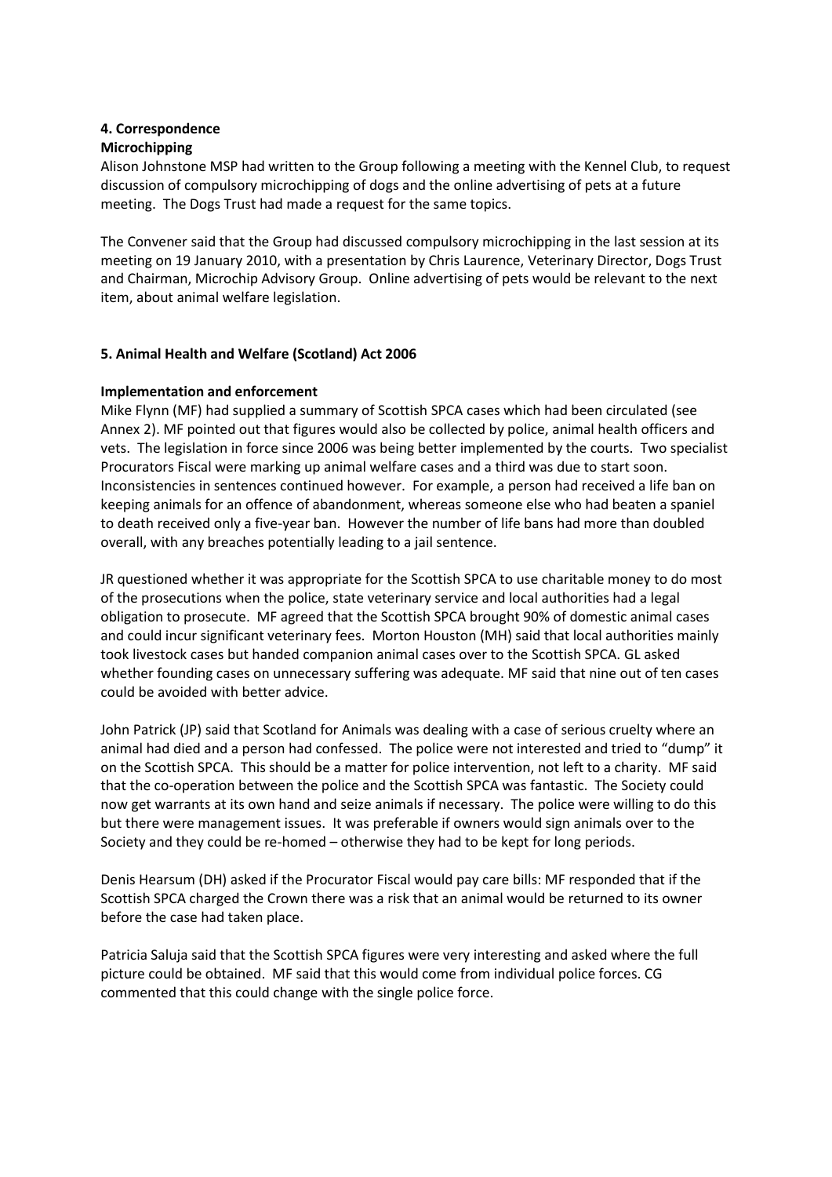### 4. Correspondence

**Microchipping**

Alison Johnstone MSP had written to the Group following a meeting with the Kennel Club, to request discussion of compulsory microchipping of dogs and the online advertising of pets at a future meeting. The Dogs Trust had made a request for the same topics.

The Convener said that the Group had discussed compulsory microchipping in the last session at its meeting on 19 January 2010, with a presentation by Chris Laurence, Veterinary Director, Dogs Trust and Chairman, Microchip Advisory Group. Online advertising of pets would be relevant to the next item, about animal welfare legislation.

### 5. Animal Health and Welfare (Scotland) Act 2006

**Implementation and enforcement**

Mike Flynn (MF) had supplied a summary of Scottish SPCA cases which had been circulated (see Annex 2). MF pointed out that figures would also be collected by police, animal health officers and vets. The legislation in force since 2006 was being better implemented by the courts. Two specialist Procurators Fiscal were marking up animal welfare cases and a third was due to start soon. Inconsistencies in sentences continued however. For example, a person had received a life ban on keeping animals for an offence of abandonment, whereas someone else who had beaten a spaniel to death received only a five-year ban. However the number of life bans had more than doubled overall, with any breaches potentially leading to a jail sentence.

JR questioned whether it was appropriate for the Scottish SPCA to use charitable money to do most of the prosecutions when the police, state veterinary service and local authorities had a legal obligation to prosecute. MF agreed that the Scottish SPCA brought 90% of domestic animal cases and could incur significant veterinary fees. Morton Houston (MH) said that local authorities mainly took livestock cases but handed companion animal cases over to the Scottish SPCA. GL asked whether founding cases on unnecessary suffering was adequate. MF said that nine out of ten cases could be avoided with better advice.

John Patrick (JP) said that Scotland for Animals was dealing with a case of serious cruelty where an animal had died and a person had confessed. The police were not interested and tried to "dump" it on the Scottish SPCA. This should be a matter for police intervention, not left to a charity. MF said that the co-operation between the police and the Scottish SPCA was fantastic. The Society could now get warrants at its own hand and seize animals if necessary. The police were willing to do this but there were management issues. It was preferable if owners would sign animals over to the Society and they could be re-homed – otherwise they had to be kept for long periods.

Denis Hearsum (DH) asked if the Procurator Fiscal would pay care bills: MF responded that if the Scottish SPCA charged the Crown there was a risk that an animal would be returned to its owner before the case had taken place.

Patricia Saluja said that the Scottish SPCA figures were very interesting and asked where the full picture could be obtained. MF said that this would come from individual police forces. CG commented that this could change with the single police force.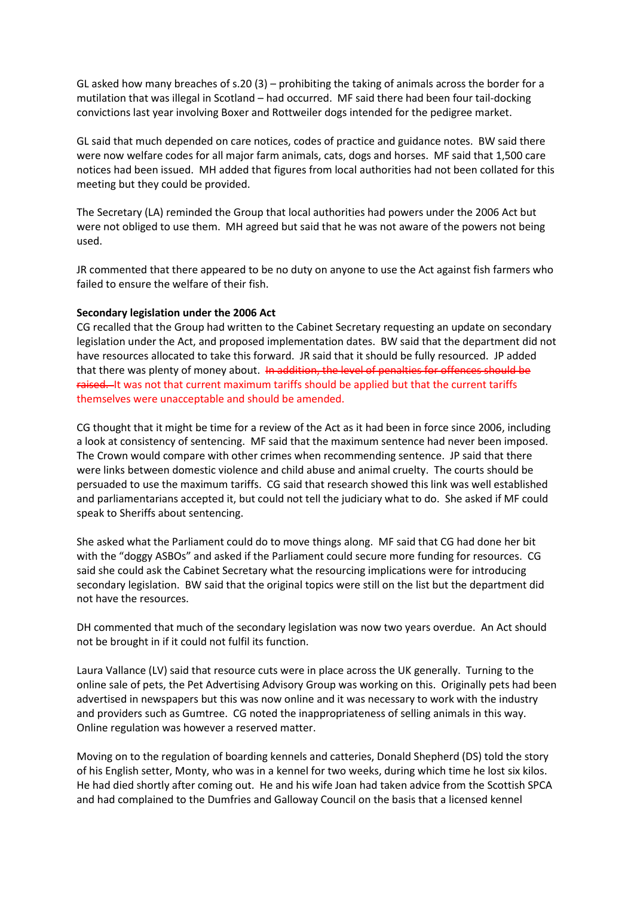GL asked how many breaches of s.20 (3) – prohibiting the taking of animals across the border for a mutilation that was illegal in Scotland – had occurred. MF said there had been four tail-docking convictions last year involving Boxer and Rottweiler dogs intended for the pedigree market.

GL said that much depended on care notices, codes of practice and guidance notes. BW said there were now welfare codes for all major farm animals, cats, dogs and horses. MF said that 1,500 care notices had been issued. MH added that figures from local authorities had not been collated for this meeting but they could be provided.

The Secretary (LA) reminded the Group that local authorities had powers under the 2006 Act but were not obliged to use them. MH agreed but said that he was not aware of the powers not being used.

JR commented that there appeared to be no duty on anyone to use the Act against fish farmers who failed to ensure the welfare of their fish.

**Secondary legislation under the 2006 Act**

CG recalled that the Group had written to the Cabinet Secretary requesting an update on secondary legislation under the Act, and proposed implementation dates. BW said that the department did not have resources allocated to take this forward. JR said that it should be fully resourced. JP added that there was plenty of money about. ~~In addition, the level of penalties for offences should be raised.~~ It was not that current maximum tariffs should be applied but that the current tariffs themselves were unacceptable and should be amended.

CG thought that it might be time for a review of the Act as it had been in force since 2006, including a look at consistency of sentencing. MF said that the maximum sentence had never been imposed. The Crown would compare with other crimes when recommending sentence. JP said that there were links between domestic violence and child abuse and animal cruelty. The courts should be persuaded to use the maximum tariffs. CG said that research showed this link was well established and parliamentarians accepted it, but could not tell the judiciary what to do. She asked if MF could speak to Sheriffs about sentencing.

She asked what the Parliament could do to move things along. MF said that CG had done her bit with the "doggy ASBOs" and asked if the Parliament could secure more funding for resources. CG said she could ask the Cabinet Secretary what the resourcing implications were for introducing secondary legislation. BW said that the original topics were still on the list but the department did not have the resources.

DH commented that much of the secondary legislation was now two years overdue. An Act should not be brought in if it could not fulfil its function.

Laura Vallance (LV) said that resource cuts were in place across the UK generally. Turning to the online sale of pets, the Pet Advertising Advisory Group was working on this. Originally pets had been advertised in newspapers but this was now online and it was necessary to work with the industry and providers such as Gumtree. CG noted the inappropriateness of selling animals in this way. Online regulation was however a reserved matter.

Moving on to the regulation of boarding kennels and catteries, Donald Shepherd (DS) told the story of his English setter, Monty, who was in a kennel for two weeks, during which time he lost six kilos. He had died shortly after coming out. He and his wife Joan had taken advice from the Scottish SPCA and had complained to the Dumfries and Galloway Council on the basis that a licensed kennel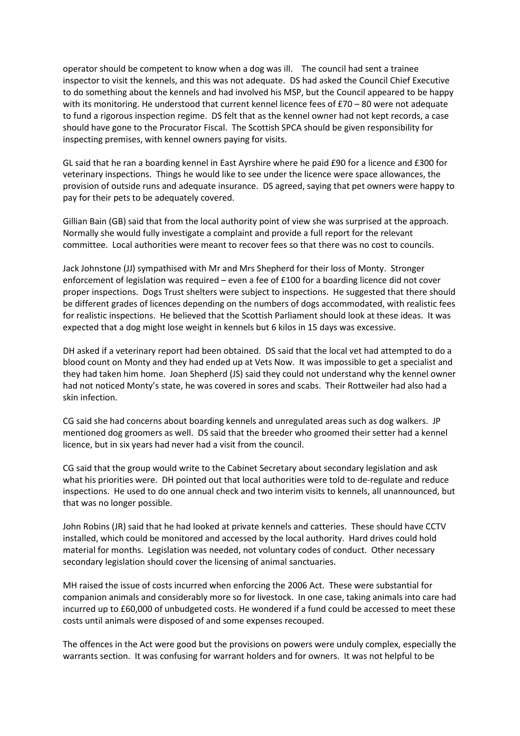operator should be competent to know when a dog was ill. The council had sent a trainee inspector to visit the kennels, and this was not adequate. DS had asked the Council Chief Executive to do something about the kennels and had involved his MSP, but the Council appeared to be happy with its monitoring. He understood that current kennel licence fees of £70 – 80 were not adequate to fund a rigorous inspection regime. DS felt that as the kennel owner had not kept records, a case should have gone to the Procurator Fiscal. The Scottish SPCA should be given responsibility for inspecting premises, with kennel owners paying for visits.

GL said that he ran a boarding kennel in East Ayrshire where he paid £90 for a licence and £300 for veterinary inspections. Things he would like to see under the licence were space allowances, the provision of outside runs and adequate insurance. DS agreed, saying that pet owners were happy to pay for their pets to be adequately covered.

Gillian Bain (GB) said that from the local authority point of view she was surprised at the approach. Normally she would fully investigate a complaint and provide a full report for the relevant committee. Local authorities were meant to recover fees so that there was no cost to councils.

Jack Johnstone (JJ) sympathised with Mr and Mrs Shepherd for their loss of Monty. Stronger enforcement of legislation was required – even a fee of £100 for a boarding licence did not cover proper inspections. Dogs Trust shelters were subject to inspections. He suggested that there should be different grades of licences depending on the numbers of dogs accommodated, with realistic fees for realistic inspections. He believed that the Scottish Parliament should look at these ideas. It was expected that a dog might lose weight in kennels but 6 kilos in 15 days was excessive.

DH asked if a veterinary report had been obtained. DS said that the local vet had attempted to do a blood count on Monty and they had ended up at Vets Now. It was impossible to get a specialist and they had taken him home. Joan Shepherd (JS) said they could not understand why the kennel owner had not noticed Monty's state, he was covered in sores and scabs. Their Rottweiler had also had a skin infection.

CG said she had concerns about boarding kennels and unregulated areas such as dog walkers. JP mentioned dog groomers as well. DS said that the breeder who groomed their setter had a kennel licence, but in six years had never had a visit from the council.

CG said that the group would write to the Cabinet Secretary about secondary legislation and ask what his priorities were. DH pointed out that local authorities were told to de-regulate and reduce inspections. He used to do one annual check and two interim visits to kennels, all unannounced, but that was no longer possible.

John Robins (JR) said that he had looked at private kennels and catteries. These should have CCTV installed, which could be monitored and accessed by the local authority. Hard drives could hold material for months. Legislation was needed, not voluntary codes of conduct. Other necessary secondary legislation should cover the licensing of animal sanctuaries.

MH raised the issue of costs incurred when enforcing the 2006 Act. These were substantial for companion animals and considerably more so for livestock. In one case, taking animals into care had incurred up to £60,000 of unbudgeted costs. He wondered if a fund could be accessed to meet these costs until animals were disposed of and some expenses recouped.

The offences in the Act were good but the provisions on powers were unduly complex, especially the warrants section. It was confusing for warrant holders and for owners. It was not helpful to be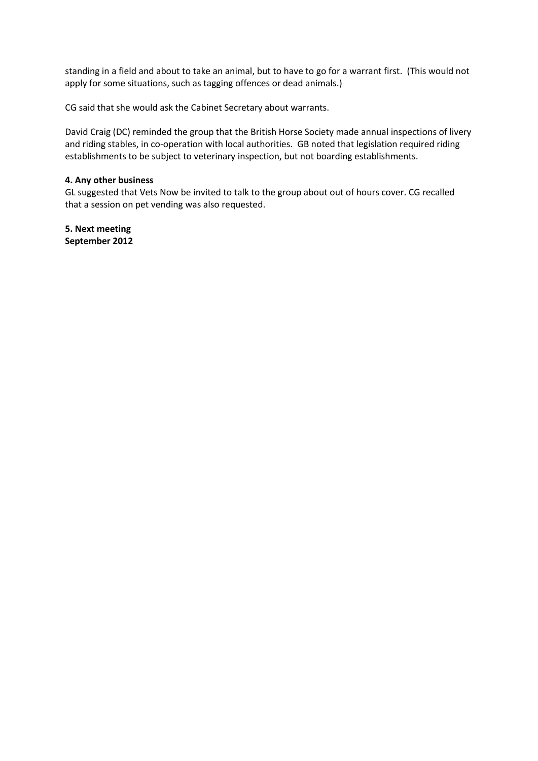standing in a field and about to take an animal, but to have to go for a warrant first. (This would not apply for some situations, such as tagging offences or dead animals.)

CG said that she would ask the Cabinet Secretary about warrants.

David Craig (DC) reminded the group that the British Horse Society made annual inspections of livery and riding stables, in co-operation with local authorities. GB noted that legislation required riding establishments to be subject to veterinary inspection, but not boarding establishments.

**4. Any other business**

GL suggested that Vets Now be invited to talk to the group about out of hours cover. CG recalled that a session on pet vending was also requested.

**5. Next meeting**

**September 2012**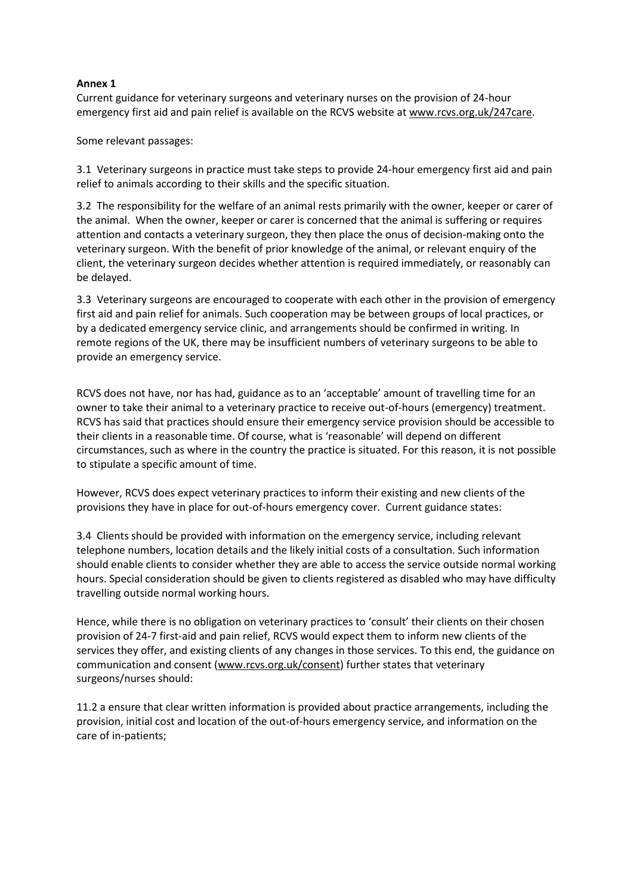**Annex 1**

Current guidance for veterinary surgeons and veterinary nurses on the provision of 24-hour emergency first aid and pain relief is available on the RCVS website at www.rcvs.org.uk/247care.

Some relevant passages:

3.1 Veterinary surgeons in practice must take steps to provide 24-hour emergency first aid and pain relief to animals according to their skills and the specific situation.

3.2 The responsibility for the welfare of an animal rests primarily with the owner, keeper or carer of the animal. When the owner, keeper or carer is concerned that the animal is suffering or requires attention and contacts a veterinary surgeon, they then place the onus of decision-making onto the veterinary surgeon. With the benefit of prior knowledge of the animal, or relevant enquiry of the client, the veterinary surgeon decides whether attention is required immediately, or reasonably can be delayed.

3.3 Veterinary surgeons are encouraged to cooperate with each other in the provision of emergency first aid and pain relief for animals. Such cooperation may be between groups of local practices, or by a dedicated emergency service clinic, and arrangements should be confirmed in writing. In remote regions of the UK, there may be insufficient numbers of veterinary surgeons to be able to provide an emergency service.

RCVS does not have, nor has had, guidance as to an 'acceptable' amount of travelling time for an owner to take their animal to a veterinary practice to receive out-of-hours (emergency) treatment. RCVS has said that practices should ensure their emergency service provision should be accessible to their clients in a reasonable time. Of course, what is 'reasonable' will depend on different circumstances, such as where in the country the practice is situated. For this reason, it is not possible to stipulate a specific amount of time.

However, RCVS does expect veterinary practices to inform their existing and new clients of the provisions they have in place for out-of-hours emergency cover. Current guidance states:

3.4 Clients should be provided with information on the emergency service, including relevant telephone numbers, location details and the likely initial costs of a consultation. Such information should enable clients to consider whether they are able to access the service outside normal working hours. Special consideration should be given to clients registered as disabled who may have difficulty travelling outside normal working hours.

Hence, while there is no obligation on veterinary practices to 'consult' their clients on their chosen provision of 24-7 first-aid and pain relief, RCVS would expect them to inform new clients of the services they offer, and existing clients of any changes in those services. To this end, the guidance on communication and consent (www.rcvs.org.uk/consent) further states that veterinary surgeons/nurses should:

11.2 a ensure that clear written information is provided about practice arrangements, including the provision, initial cost and location of the out-of-hours emergency service, and information on the care of in-patients;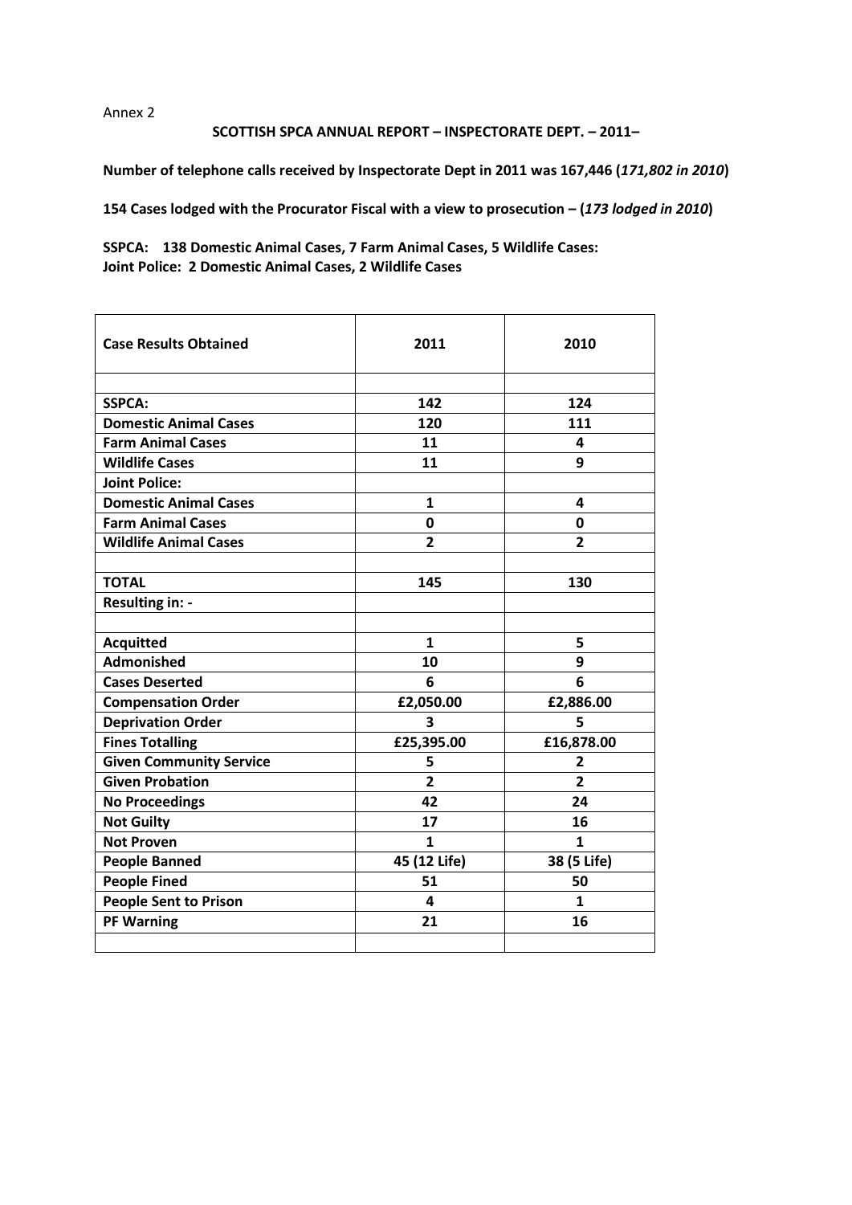Annex 2

**SCOTTISH SPCA ANNUAL REPORT – INSPECTORATE DEPT. – 2011–**

**Number of telephone calls received by Inspectorate Dept in 2011 was 167,446 (*171,802 in 2010*)**

**154 Cases lodged with the Procurator Fiscal with a view to prosecution – (*173 lodged in 2010*)**

**SSPCA: 138 Domestic Animal Cases, 7 Farm Animal Cases, 5 Wildlife Cases:**
**Joint Police: 2 Domestic Animal Cases, 2 Wildlife Cases**

| **Case Results Obtained** | **2011** | **2010** |
|---|---|---|
| | | |
| **SSPCA:** | **142** | **124** |
| **Domestic Animal Cases** | **120** | **111** |
| **Farm Animal Cases** | **11** | **4** |
| **Wildlife Cases** | **11** | **9** |
| **Joint Police:** | | |
| **Domestic Animal Cases** | **1** | **4** |
| **Farm Animal Cases** | **0** | **0** |
| **Wildlife Animal Cases** | **2** | **2** |
| | | |
| **TOTAL** | **145** | **130** |
| **Resulting in: -** | | |
| | | |
| **Acquitted** | **1** | **5** |
| **Admonished** | **10** | **9** |
| **Cases Deserted** | **6** | **6** |
| **Compensation Order** | **£2,050.00** | **£2,886.00** |
| **Deprivation Order** | **3** | **5** |
| **Fines Totalling** | **£25,395.00** | **£16,878.00** |
| **Given Community Service** | **5** | **2** |
| **Given Probation** | **2** | **2** |
| **No Proceedings** | **42** | **24** |
| **Not Guilty** | **17** | **16** |
| **Not Proven** | **1** | **1** |
| **People Banned** | **45 (12 Life)** | **38 (5 Life)** |
| **People Fined** | **51** | **50** |
| **People Sent to Prison** | **4** | **1** |
| **PF Warning** | **21** | **16** |
| | | |